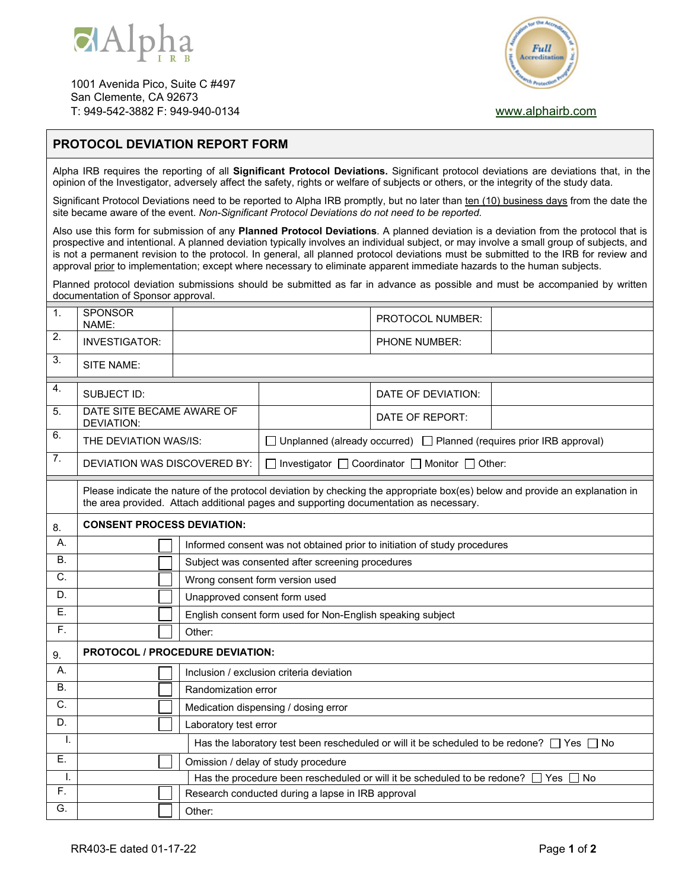Alpha IRB

1001 Avenida Pico, Suite C #497
San Clemente, CA 92673
T: 949-542-3882 F: 949-940-0134

www.alphairb.com

## PROTOCOL DEVIATION REPORT FORM

Alpha IRB requires the reporting of all **Significant Protocol Deviations.** Significant protocol deviations are deviations that, in the opinion of the Investigator, adversely affect the safety, rights or welfare of subjects or others, or the integrity of the study data.

Significant Protocol Deviations need to be reported to Alpha IRB promptly, but no later than ten (10) business days from the date the site became aware of the event. *Non-Significant Protocol Deviations do not need to be reported.*

Also use this form for submission of any **Planned Protocol Deviations**. A planned deviation is a deviation from the protocol that is prospective and intentional. A planned deviation typically involves an individual subject, or may involve a small group of subjects, and is not a permanent revision to the protocol. In general, all planned protocol deviations must be submitted to the IRB for review and approval prior to implementation; except where necessary to eliminate apparent immediate hazards to the human subjects.

Planned protocol deviation submissions should be submitted as far in advance as possible and must be accompanied by written documentation of Sponsor approval.

| | | | | |
|---|---|---|---|---|
| 1. | SPONSOR NAME: | | PROTOCOL NUMBER: | |
| 2. | INVESTIGATOR: | | PHONE NUMBER: | |
| 3. | SITE NAME: | | | |

| | | | | |
|---|---|---|---|---|
| 4. | SUBJECT ID: | | DATE OF DEVIATION: | |
| 5. | DATE SITE BECAME AWARE OF DEVIATION: | | DATE OF REPORT: | |
| 6. | THE DEVIATION WAS/IS: | ☐ Unplanned (already occurred) ☐ Planned (requires prior IRB approval) | | |
| 7. | DEVIATION WAS DISCOVERED BY: | ☐ Investigator ☐ Coordinator ☐ Monitor ☐ Other: | | |

Please indicate the nature of the protocol deviation by checking the appropriate box(es) below and provide an explanation in the area provided. Attach additional pages and supporting documentation as necessary.

| | | |
|---|---|---|
| 8. | **CONSENT PROCESS DEVIATION:** | |
| A. | ☐ | Informed consent was not obtained prior to initiation of study procedures |
| B. | ☐ | Subject was consented after screening procedures |
| C. | ☐ | Wrong consent form version used |
| D. | ☐ | Unapproved consent form used |
| E. | ☐ | English consent form used for Non-English speaking subject |
| F. | ☐ | Other: |
| 9. | **PROTOCOL / PROCEDURE DEVIATION:** | |
| A. | ☐ | Inclusion / exclusion criteria deviation |
| B. | ☐ | Randomization error |
| C. | ☐ | Medication dispensing / dosing error |
| D. | ☐ | Laboratory test error |
| I. | | Has the laboratory test been rescheduled or will it be scheduled to be redone? ☐ Yes ☐ No |
| E. | ☐ | Omission / delay of study procedure |
| I. | | Has the procedure been rescheduled or will it be scheduled to be redone? ☐ Yes ☐ No |
| F. | ☐ | Research conducted during a lapse in IRB approval |
| G. | ☐ | Other: |

RR403-E dated 01-17-22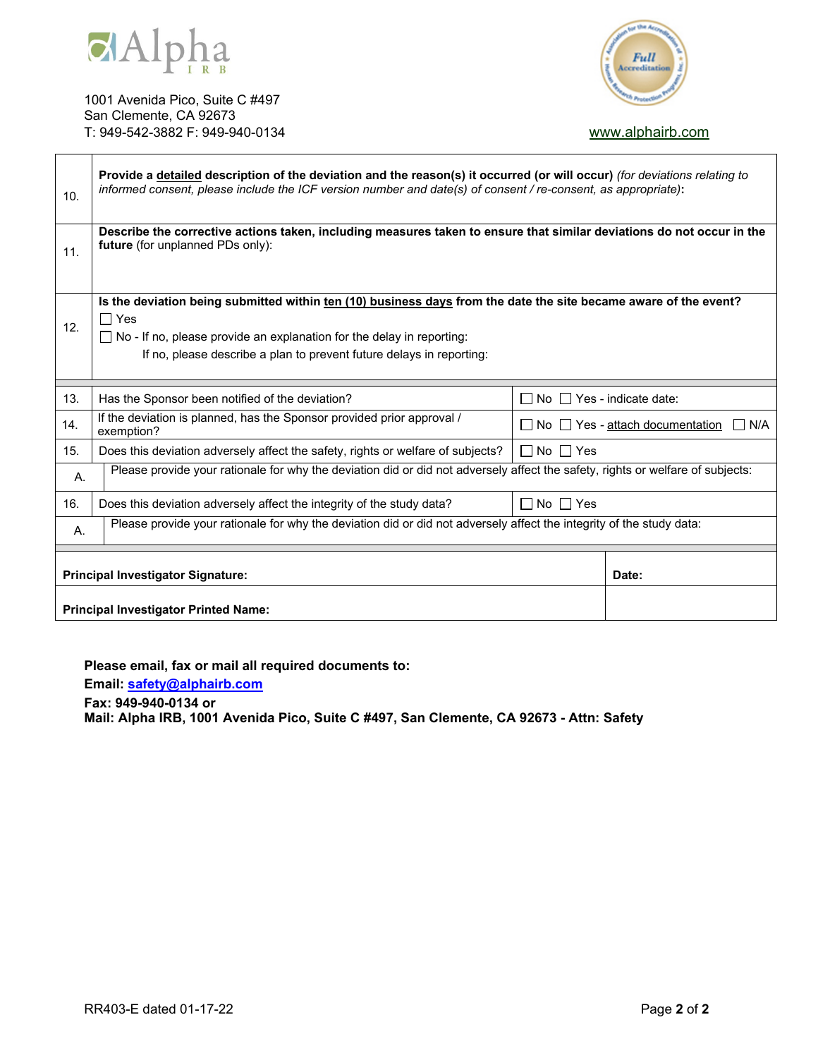Alpha IRB

1001 Avenida Pico, Suite C #497
San Clemente, CA 92673
T: 949-542-3882 F: 949-940-0134

www.alphairb.com

| | | |
|---|---|---|
| 10. | **Provide a detailed description of the deviation and the reason(s) it occurred (or will occur)** *(for deviations relating to informed consent, please include the ICF version number and date(s) of consent / re-consent, as appropriate)***:** | |
| 11. | **Describe the corrective actions taken, including measures taken to ensure that similar deviations do not occur in the future** (for unplanned PDs only): | |
| 12. | **Is the deviation being submitted within ten (10) business days from the date the site became aware of the event?**<br>☐ Yes<br>☐ No - If no, please provide an explanation for the delay in reporting:<br>If no, please describe a plan to prevent future delays in reporting: | |
| 13. | Has the Sponsor been notified of the deviation? | ☐ No ☐ Yes - indicate date: |
| 14. | If the deviation is planned, has the Sponsor provided prior approval / exemption? | ☐ No ☐ Yes - attach documentation ☐ N/A |
| 15. | Does this deviation adversely affect the safety, rights or welfare of subjects? | ☐ No ☐ Yes |
| A. | Please provide your rationale for why the deviation did or did not adversely affect the safety, rights or welfare of subjects: | |
| 16. | Does this deviation adversely affect the integrity of the study data? | ☐ No ☐ Yes |
| A. | Please provide your rationale for why the deviation did or did not adversely affect the integrity of the study data: | |

| | |
|---|---|
| **Principal Investigator Signature:** | **Date:** |
| **Principal Investigator Printed Name:** | |

**Please email, fax or mail all required documents to:**
**Email: safety@alphairb.com**
**Fax: 949-940-0134 or**
**Mail: Alpha IRB, 1001 Avenida Pico, Suite C #497, San Clemente, CA 92673 - Attn: Safety**

RR403-E dated 01-17-22